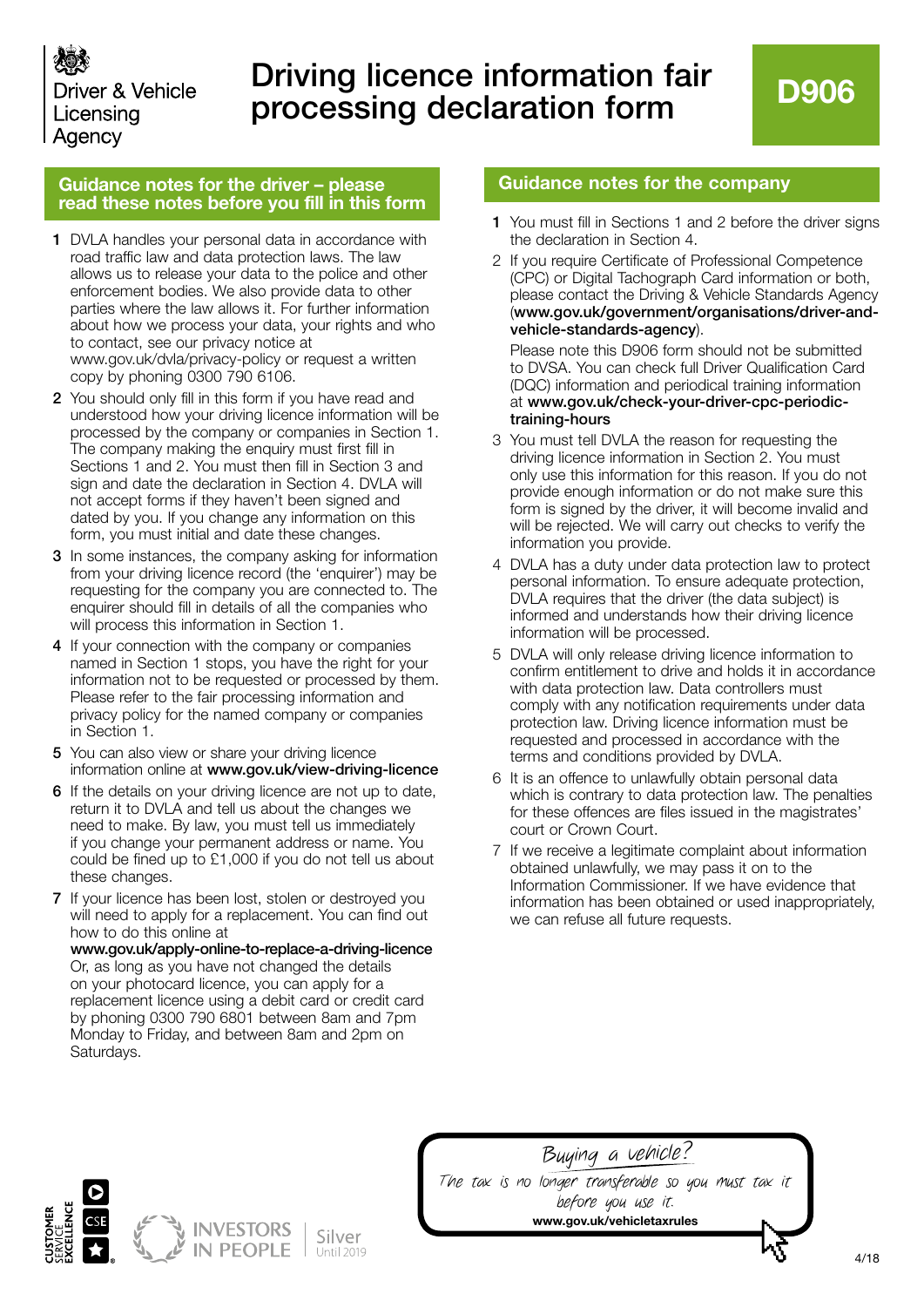Driver & Vehicle Licensing Agency

# Driving licence information fair processing declaration form

**D906**

## Guidance notes for the driver – please read these notes before you fill in this form

1. DVLA handles your personal data in accordance with road traffic law and data protection laws. The law allows us to release your data to the police and other enforcement bodies. We also provide data to other parties where the law allows it. For further information about how we process your data, your rights and who to contact, see our privacy notice at www.gov.uk/dvla/privacy-policy or request a written copy by phoning 0300 790 6106.
2. You should only fill in this form if you have read and understood how your driving licence information will be processed by the company or companies in Section 1. The company making the enquiry must first fill in Sections 1 and 2. You must then fill in Section 3 and sign and date the declaration in Section 4. DVLA will not accept forms if they haven't been signed and dated by you. If you change any information on this form, you must initial and date these changes.
3. In some instances, the company asking for information from your driving licence record (the 'enquirer') may be requesting for the company you are connected to. The enquirer should fill in details of all the companies who will process this information in Section 1.
4. If your connection with the company or companies named in Section 1 stops, you have the right for your information not to be requested or processed by them. Please refer to the fair processing information and privacy policy for the named company or companies in Section 1.
5. You can also view or share your driving licence information online at **www.gov.uk/view-driving-licence**
6. If the details on your driving licence are not up to date, return it to DVLA and tell us about the changes we need to make. By law, you must tell us immediately if you change your permanent address or name. You could be fined up to £1,000 if you do not tell us about these changes.
7. If your licence has been lost, stolen or destroyed you will need to apply for a replacement. You can find out how to do this online at **www.gov.uk/apply-online-to-replace-a-driving-licence** Or, as long as you have not changed the details on your photocard licence, you can apply for a replacement licence using a debit card or credit card by phoning 0300 790 6801 between 8am and 7pm Monday to Friday, and between 8am and 2pm on Saturdays.

## Guidance notes for the company

1. You must fill in Sections 1 and 2 before the driver signs the declaration in Section 4.
2. If you require Certificate of Professional Competence (CPC) or Digital Tachograph Card information or both, please contact the Driving & Vehicle Standards Agency (**www.gov.uk/government/organisations/driver-and-vehicle-standards-agency**).

   Please note this D906 form should not be submitted to DVSA. You can check full Driver Qualification Card (DQC) information and periodical training information at **www.gov.uk/check-your-driver-cpc-periodic-training-hours**
3. You must tell DVLA the reason for requesting the driving licence information in Section 2. You must only use this information for this reason. If you do not provide enough information or do not make sure this form is signed by the driver, it will become invalid and will be rejected. We will carry out checks to verify the information you provide.
4. DVLA has a duty under data protection law to protect personal information. To ensure adequate protection, DVLA requires that the driver (the data subject) is informed and understands how their driving licence information will be processed.
5. DVLA will only release driving licence information to confirm entitlement to drive and holds it in accordance with data protection law. Data controllers must comply with any notification requirements under data protection law. Driving licence information must be requested and processed in accordance with the terms and conditions provided by DVLA.
6. It is an offence to unlawfully obtain personal data which is contrary to data protection law. The penalties for these offences are files issued in the magistrates' court or Crown Court.
7. If we receive a legitimate complaint about information obtained unlawfully, we may pass it on to the Information Commissioner. If we have evidence that information has been obtained or used inappropriately, we can refuse all future requests.

*Buying a vehicle?*

*The tax is no longer transferable so you must tax it before you use it.*

**www.gov.uk/vehicletaxrules**

4/18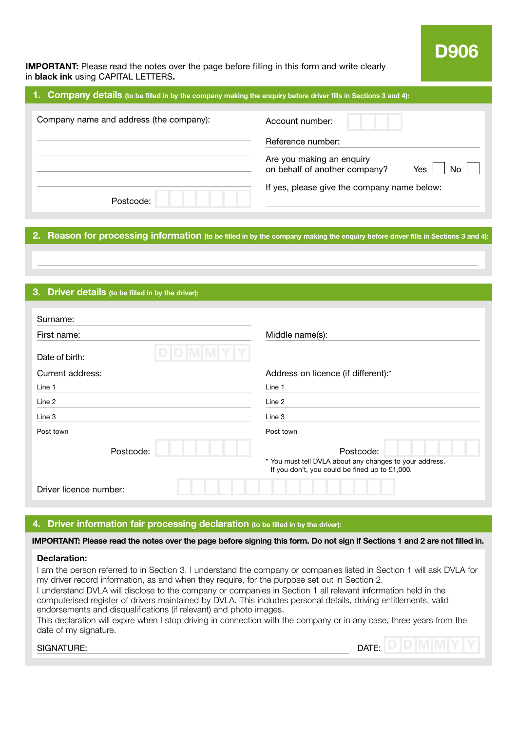# D906

**IMPORTANT:** Please read the notes over the page before filling in this form and write clearly in **black ink** using CAPITAL LETTERS**.**

## 1. Company details (to be filled in by the company making the enquiry before driver fills in Sections 3 and 4):

Company name and address (the company):

Postcode:

Account number:

Reference number:

Are you making an enquiry on behalf of another company? Yes ☐ No ☐

If yes, please give the company name below:

## 2. Reason for processing information (to be filled in by the company making the enquiry before driver fills in Sections 3 and 4):

## 3. Driver details (to be filled in by the driver):

Surname:

First name:

Middle name(s):

Date of birth: D D M M Y Y

Current address:

Line 1

Line 2

Line 3

Post town

Postcode:

Address on licence (if different):*

Line 1

Line 2

Line 3

Post town

Postcode:

\* You must tell DVLA about any changes to your address. If you don't, you could be fined up to £1,000.

Driver licence number:

## 4. Driver information fair processing declaration (to be filled in by the driver):

**IMPORTANT: Please read the notes over the page before signing this form. Do not sign if Sections 1 and 2 are not filled in.**

**Declaration:**

I am the person referred to in Section 3. I understand the company or companies listed in Section 1 will ask DVLA for my driver record information, as and when they require, for the purpose set out in Section 2.

I understand DVLA will disclose to the company or companies in Section 1 all relevant information held in the computerised register of drivers maintained by DVLA. This includes personal details, driving entitlements, valid endorsements and disqualifications (if relevant) and photo images.

This declaration will expire when I stop driving in connection with the company or in any case, three years from the date of my signature.

SIGNATURE:

DATE: D D M M Y Y